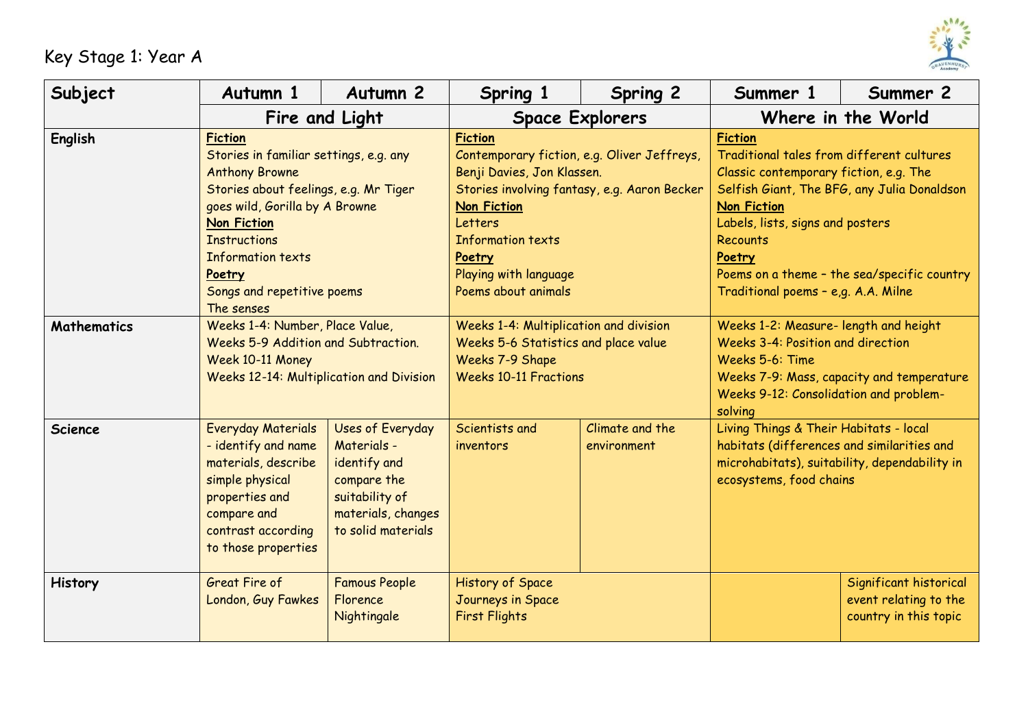# Key Stage 1: Year A

| Subject | Autumn 1 | Autumn 2 | Spring 1 | Spring 2 | Summer 1 | Summer 2 |
|---|---|---|---|---|---|---|
| | Fire and Light | | Space Explorers | | Where in the World | |
| **English** | **Fiction**<br>Stories in familiar settings, e.g. any Anthony Browne<br>Stories about feelings, e.g. Mr Tiger goes wild, Gorilla by A Browne<br>**Non Fiction**<br>Instructions<br>Information texts<br>**Poetry**<br>Songs and repetitive poems<br>The senses | | **Fiction**<br>Contemporary fiction, e.g. Oliver Jeffreys, Benji Davies, Jon Klassen.<br>Stories involving fantasy, e.g. Aaron Becker<br>**Non Fiction**<br>Letters<br>Information texts<br>**Poetry**<br>Playing with language<br>Poems about animals | | **Fiction**<br>Traditional tales from different cultures<br>Classic contemporary fiction, e.g. The Selfish Giant, The BFG, any Julia Donaldson<br>**Non Fiction**<br>Labels, lists, signs and posters<br>Recounts<br>**Poetry**<br>Poems on a theme – the sea/specific country<br>Traditional poems – e,g. A.A. Milne | |
| **Mathematics** | Weeks 1-4: Number, Place Value,<br>Weeks 5-9 Addition and Subtraction.<br>Week 10-11 Money<br>Weeks 12-14: Multiplication and Division | | Weeks 1-4: Multiplication and division<br>Weeks 5-6 Statistics and place value<br>Weeks 7-9 Shape<br>Weeks 10-11 Fractions | | Weeks 1-2: Measure- length and height<br>Weeks 3-4: Position and direction<br>Weeks 5-6: Time<br>Weeks 7-9: Mass, capacity and temperature<br>Weeks 9-12: Consolidation and problem-solving | |
| **Science** | Everyday Materials - identify and name materials, describe simple physical properties and compare and contrast according to those properties | Uses of Everyday Materials - identify and compare the suitability of materials, changes to solid materials | Scientists and inventors | Climate and the environment | Living Things & Their Habitats - local habitats (differences and similarities and microhabitats), suitability, dependability in ecosystems, food chains | |
| **History** | Great Fire of London, Guy Fawkes | Famous People Florence Nightingale | History of Space<br>Journeys in Space<br>First Flights | | | Significant historical event relating to the country in this topic |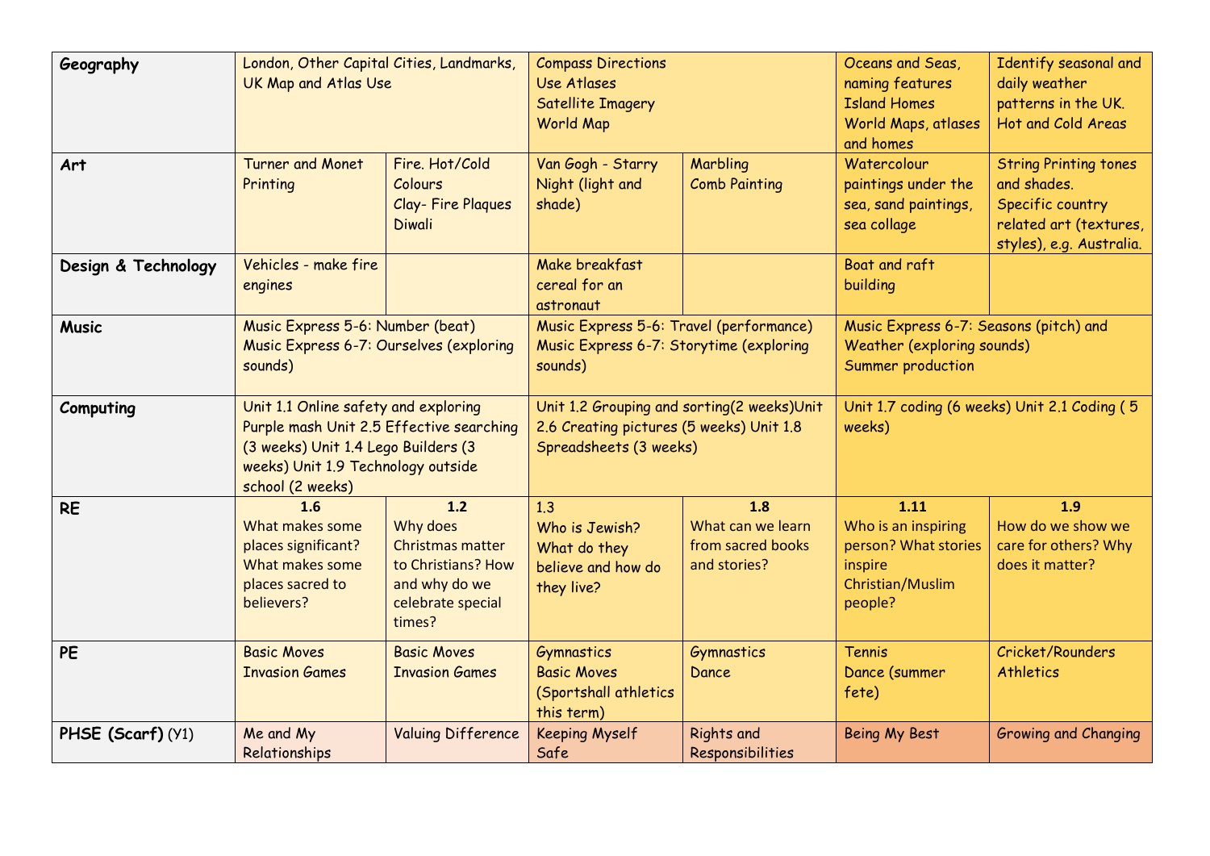| Geography | London, Other Capital Cities, Landmarks, UK Map and Atlas Use | | Compass Directions<br>Use Atlases<br>Satellite Imagery<br>World Map | | Oceans and Seas, naming features<br>Island Homes<br>World Maps, atlases and homes | Identify seasonal and daily weather patterns in the UK.<br>Hot and Cold Areas |
|---|---|---|---|---|---|---|
| **Art** | Turner and Monet Printing | Fire. Hot/Cold Colours<br>Clay- Fire Plaques<br>Diwali | Van Gogh - Starry Night (light and shade) | Marbling<br>Comb Painting | Watercolour paintings under the sea, sand paintings, sea collage | String Printing tones and shades.<br>Specific country related art (textures, styles), e.g. Australia. |
| **Design & Technology** | Vehicles - make fire engines | | Make breakfast cereal for an astronaut | | Boat and raft building | |
| **Music** | Music Express 5-6: Number (beat)<br>Music Express 6-7: Ourselves (exploring sounds) | | Music Express 5-6: Travel (performance)<br>Music Express 6-7: Storytime (exploring sounds) | | Music Express 6-7: Seasons (pitch) and Weather (exploring sounds)<br>Summer production | |
| **Computing** | Unit 1.1 Online safety and exploring Purple mash Unit 2.5 Effective searching (3 weeks) Unit 1.4 Lego Builders (3 weeks) Unit 1.9 Technology outside school (2 weeks) | | Unit 1.2 Grouping and sorting(2 weeks)Unit 2.6 Creating pictures (5 weeks) Unit 1.8 Spreadsheets (3 weeks) | | Unit 1.7 coding (6 weeks) Unit 2.1 Coding ( 5 weeks) | |
| **RE** | **1.6**<br>What makes some places significant? What makes some places sacred to believers? | **1.2**<br>Why does Christmas matter to Christians? How and why do we celebrate special times? | 1.3<br>Who is Jewish? What do they believe and how do they live? | **1.8**<br>What can we learn from sacred books and stories? | **1.11**<br>Who is an inspiring person? What stories inspire Christian/Muslim people? | **1.9**<br>How do we show we care for others? Why does it matter? |
| **PE** | Basic Moves<br>Invasion Games | Basic Moves<br>Invasion Games | Gymnastics<br>Basic Moves<br>(Sportshall athletics this term) | Gymnastics<br>Dance | Tennis<br>Dance (summer fete) | Cricket/Rounders<br>Athletics |
| **PHSE (Scarf)** (Y1) | Me and My Relationships | Valuing Difference | Keeping Myself Safe | Rights and Responsibilities | Being My Best | Growing and Changing |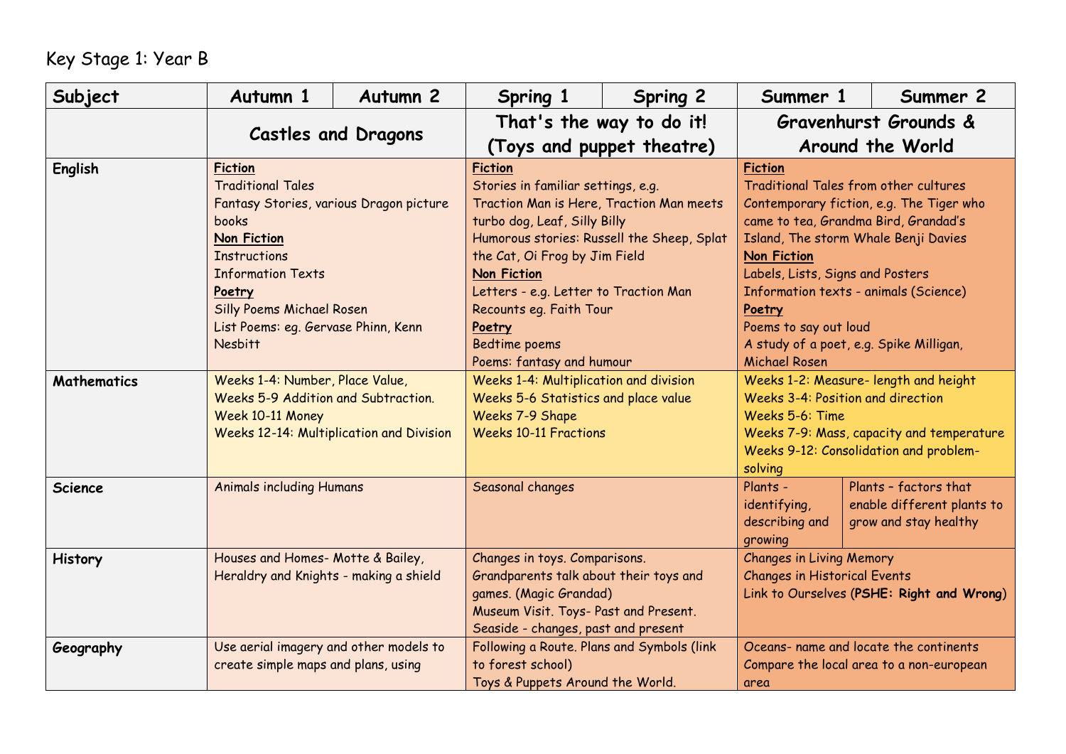# Key Stage 1: Year B

| Subject | Autumn 1 | Autumn 2 | Spring 1 | Spring 2 | Summer 1 | Summer 2 |
|---|---|---|---|---|---|---|
| | Castles and Dragons | | That's the way to do it! (Toys and puppet theatre) | | Gravenhurst Grounds & Around the World | |
| English | **Fiction**<br>Traditional Tales<br>Fantasy Stories, various Dragon picture books<br>**Non Fiction**<br>Instructions<br>Information Texts<br>**Poetry**<br>Silly Poems Michael Rosen<br>List Poems: eg. Gervase Phinn, Kenn Nesbitt | | **Fiction**<br>Stories in familiar settings, e.g. Traction Man is Here, Traction Man meets turbo dog, Leaf, Silly Billy<br>Humorous stories: Russell the Sheep, Splat the Cat, Oi Frog by Jim Field<br>**Non Fiction**<br>Letters - e.g. Letter to Traction Man<br>Recounts eg. Faith Tour<br>**Poetry**<br>Bedtime poems<br>Poems: fantasy and humour | | **Fiction**<br>Traditional Tales from other cultures<br>Contemporary fiction, e.g. The Tiger who came to tea, Grandma Bird, Grandad's Island, The storm Whale Benji Davies<br>**Non Fiction**<br>Labels, Lists, Signs and Posters<br>Information texts - animals (Science)<br>**Poetry**<br>Poems to say out loud<br>A study of a poet, e.g. Spike Milligan, Michael Rosen | |
| Mathematics | Weeks 1-4: Number, Place Value,<br>Weeks 5-9 Addition and Subtraction.<br>Week 10-11 Money<br>Weeks 12-14: Multiplication and Division | | Weeks 1-4: Multiplication and division<br>Weeks 5-6 Statistics and place value<br>Weeks 7-9 Shape<br>Weeks 10-11 Fractions | | Weeks 1-2: Measure- length and height<br>Weeks 3-4: Position and direction<br>Weeks 5-6: Time<br>Weeks 7-9: Mass, capacity and temperature<br>Weeks 9-12: Consolidation and problem-solving | |
| Science | Animals including Humans | | Seasonal changes | | Plants - identifying, describing and growing | Plants – factors that enable different plants to grow and stay healthy |
| History | Houses and Homes- Motte & Bailey, Heraldry and Knights - making a shield | | Changes in toys. Comparisons.<br>Grandparents talk about their toys and games. (Magic Grandad)<br>Museum Visit. Toys- Past and Present.<br>Seaside - changes, past and present | | Changes in Living Memory<br>Changes in Historical Events<br>Link to Ourselves (**PSHE: Right and Wrong**) | |
| Geography | Use aerial imagery and other models to create simple maps and plans, using | | Following a Route. Plans and Symbols (link to forest school)<br>Toys & Puppets Around the World. | | Oceans- name and locate the continents<br>Compare the local area to a non-european area | |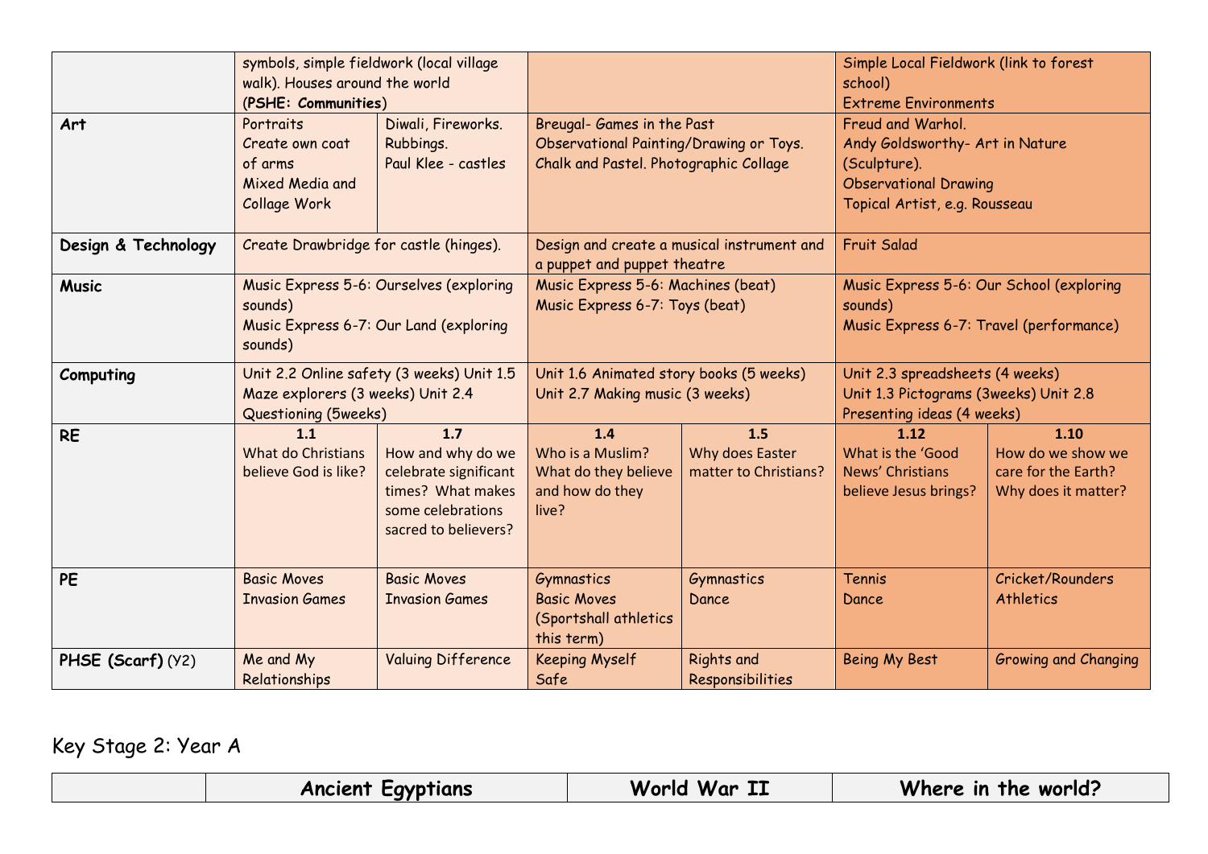| | | | | | | |
|---|---|---|---|---|---|---|
| | symbols, simple fieldwork (local village walk). Houses around the world (**PSHE: Communities**) | | | | Simple Local Fieldwork (link to forest school) Extreme Environments | |
| **Art** | Portraits Create own coat of arms Mixed Media and Collage Work | Diwali, Fireworks. Rubbings. Paul Klee - castles | Breugal- Games in the Past Observational Painting/Drawing or Toys. Chalk and Pastel. Photographic Collage | | Freud and Warhol. Andy Goldsworthy- Art in Nature (Sculpture). Observational Drawing Topical Artist, e.g. Rousseau | |
| **Design & Technology** | Create Drawbridge for castle (hinges). | | Design and create a musical instrument and a puppet and puppet theatre | | Fruit Salad | |
| **Music** | Music Express 5-6: Ourselves (exploring sounds) Music Express 6-7: Our Land (exploring sounds) | | Music Express 5-6: Machines (beat) Music Express 6-7: Toys (beat) | | Music Express 5-6: Our School (exploring sounds) Music Express 6-7: Travel (performance) | |
| **Computing** | Unit 2.2 Online safety (3 weeks) Unit 1.5 Maze explorers (3 weeks) Unit 2.4 Questioning (5weeks) | | Unit 1.6 Animated story books (5 weeks) Unit 2.7 Making music (3 weeks) | | Unit 2.3 spreadsheets (4 weeks) Unit 1.3 Pictograms (3weeks) Unit 2.8 Presenting ideas (4 weeks) | |
| **RE** | **1.1** What do Christians believe God is like? | **1.7** How and why do we celebrate significant times? What makes some celebrations sacred to believers? | **1.4** Who is a Muslim? What do they believe and how do they live? | **1.5** Why does Easter matter to Christians? | **1.12** What is the 'Good News' Christians believe Jesus brings? | **1.10** How do we show we care for the Earth? Why does it matter? |
| **PE** | Basic Moves Invasion Games | Basic Moves Invasion Games | Gymnastics Basic Moves (Sportshall athletics this term) | Gymnastics Dance | Tennis Dance | Cricket/Rounders Athletics |
| **PHSE (Scarf)** (Y2) | Me and My Relationships | Valuing Difference | Keeping Myself Safe | Rights and Responsibilities | Being My Best | Growing and Changing |

## Key Stage 2: Year A

| | Ancient Egyptians | World War II | Where in the world? |
|---|---|---|---|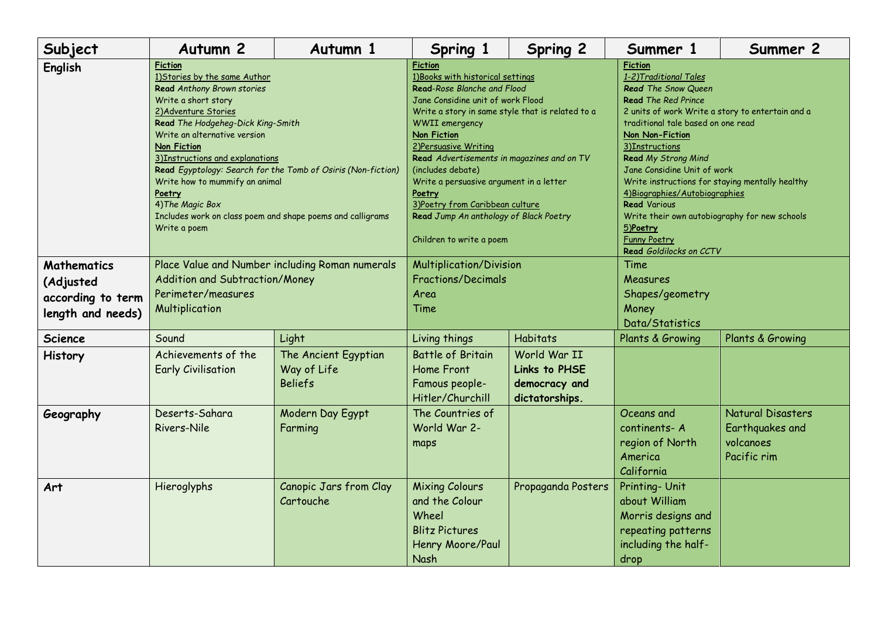| Subject | Autumn 2 | Autumn 1 | Spring 1 | Spring 2 | Summer 1 | Summer 2 |
|---|---|---|---|---|---|---|
| English | **<u>Fiction</u>**<br><u>1)Stories by the same Author</u><br>**Read** *Anthony Brown stories*<br>Write a short story<br><u>2)Adventure Stories</u><br>**Read** *The Hodgeheg-Dick King-Smith*<br>Write an alternative version<br>**<u>Non Fiction</u>**<br><u>3)Instructions and explanations</u><br>**Read** *Egyptology: Search for the Tomb of Osiris (Non-fiction)*<br>Write how to mummify an animal<br>**<u>Poetry</u>**<br>4)*The Magic Box*<br>Includes work on class poem and shape poems and calligrams<br>Write a poem | | **<u>Fiction</u>**<br><u>1)Books with historical settings</u><br>**Read**-*Rose Blanche and Flood*<br>Jane Considine unit of work Flood<br>Write a story in same style that is related to a WWII emergency<br>**<u>Non Fiction</u>**<br><u>2)Persuasive Writing</u><br>**Read** *Advertisements in magazines and on TV* (includes debate)<br>Write a persuasive argument in a letter<br>**<u>Poetry</u>**<br><u>3)Poetry from Caribbean culture</u><br>**Read** *Jump An anthology of Black Poetry*<br><br>Children to write a poem | | **<u>Fiction</u>**<br><u>*1-2)Traditional Tales*</u><br>**Read** *The Snow Queen*<br>**Read** *The Red Prince*<br>2 units of work Write a story to entertain and a traditional tale based on one read<br>**<u>Non Non-Fiction</u>**<br><u>3)Instructions</u><br>**Read** *My Strong Mind*<br>Jane Considine Unit of work<br>Write instructions for staying mentally healthy<br><u>4)Biographies/Autobiographies</u><br>**Read** Various<br>Write their own autobiography for new schools<br>**<u>5)Poetry</u>**<br><u>Funny Poetry</u><br>**Read** *Goldilocks on CCTV* | |
| Mathematics (Adjusted according to term length and needs) | Place Value and Number including Roman numerals<br>Addition and Subtraction/Money<br>Perimeter/measures<br>Multiplication | | Multiplication/Division<br>Fractions/Decimals<br>Area<br>Time | | Time<br>Measures<br>Shapes/geometry<br>Money<br>Data/Statistics | |
| Science | Sound | Light | Living things | Habitats | Plants & Growing | Plants & Growing |
| History | Achievements of the Early Civilisation | The Ancient Egyptian Way of Life<br>Beliefs | Battle of Britain<br>Home Front<br>Famous people-Hitler/Churchill | World War II<br>**Links to PHSE democracy and dictatorships.** | | |
| Geography | Deserts-Sahara<br>Rivers-Nile | Modern Day Egypt<br>Farming | The Countries of World War 2-maps | | Oceans and continents- A region of North America<br>California | Natural Disasters<br>Earthquakes and volcanoes<br>Pacific rim |
| Art | Hieroglyphs | Canopic Jars from Clay<br>Cartouche | Mixing Colours and the Colour Wheel<br>Blitz Pictures<br>Henry Moore/Paul Nash | Propaganda Posters | Printing- Unit about William Morris designs and repeating patterns including the half-drop | |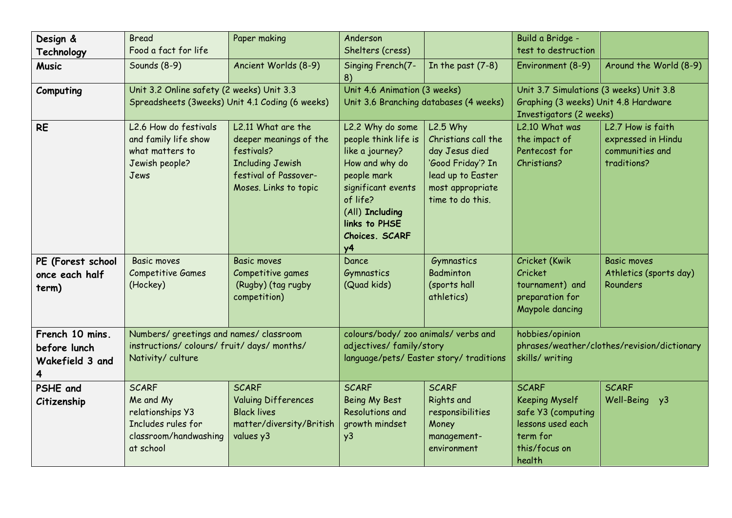| Design & Technology | Bread<br>Food a fact for life | Paper making | Anderson<br>Shelters (cress) | | Build a Bridge - test to destruction | |
|---|---|---|---|---|---|---|
| Music | Sounds (8-9) | Ancient Worlds (8-9) | Singing French(7-8) | In the past (7-8) | Environment (8-9) | Around the World (8-9) |
| Computing | Unit 3.2 Online safety (2 weeks) Unit 3.3 Spreadsheets (3weeks) Unit 4.1 Coding (6 weeks) | | Unit 4.6 Animation (3 weeks)<br>Unit 3.6 Branching databases (4 weeks) | | Unit 3.7 Simulations (3 weeks) Unit 3.8 Graphing (3 weeks) Unit 4.8 Hardware Investigators (2 weeks) | |
| RE | L2.6 How do festivals and family life show what matters to Jewish people?<br>Jews | L2.11 What are the deeper meanings of the festivals?<br>Including Jewish festival of Passover-Moses. Links to topic | L2.2 Why do some people think life is like a journey? How and why do people mark significant events of life?<br>(All) **Including links to PHSE Choices. SCARF y4** | L2.5 Why Christians call the day Jesus died 'Good Friday'? In lead up to Easter most appropriate time to do this. | L2.10 What was the impact of Pentecost for Christians? | L2.7 How is faith expressed in Hindu communities and traditions? |
| PE (Forest school once each half term) | Basic moves<br>Competitive Games (Hockey) | Basic moves<br>Competitive games<br>(Rugby) (tag rugby competition) | Dance<br>Gymnastics<br>(Quad kids) | Gymnastics<br>Badminton<br>(sports hall athletics) | Cricket (Kwik Cricket tournament) and preparation for Maypole dancing | Basic moves<br>Athletics (sports day)<br>Rounders |
| French 10 mins. before lunch Wakefield 3 and 4 | Numbers/ greetings and names/ classroom instructions/ colours/ fruit/ days/ months/ Nativity/ culture | | colours/body/ zoo animals/ verbs and adjectives/ family/story language/pets/ Easter story/ traditions | | hobbies/opinion phrases/weather/clothes/revision/dictionary skills/ writing | |
| PSHE and Citizenship | SCARF<br>Me and My relationships Y3<br>Includes rules for classroom/handwashing at school | SCARF<br>Valuing Differences<br>Black lives matter/diversity/British values y3 | SCARF<br>Being My Best<br>Resolutions and growth mindset y3 | SCARF<br>Rights and responsibilities<br>Money management-environment | SCARF<br>Keeping Myself safe Y3 (computing lessons used each term for this/focus on health | SCARF<br>Well-Being y3 |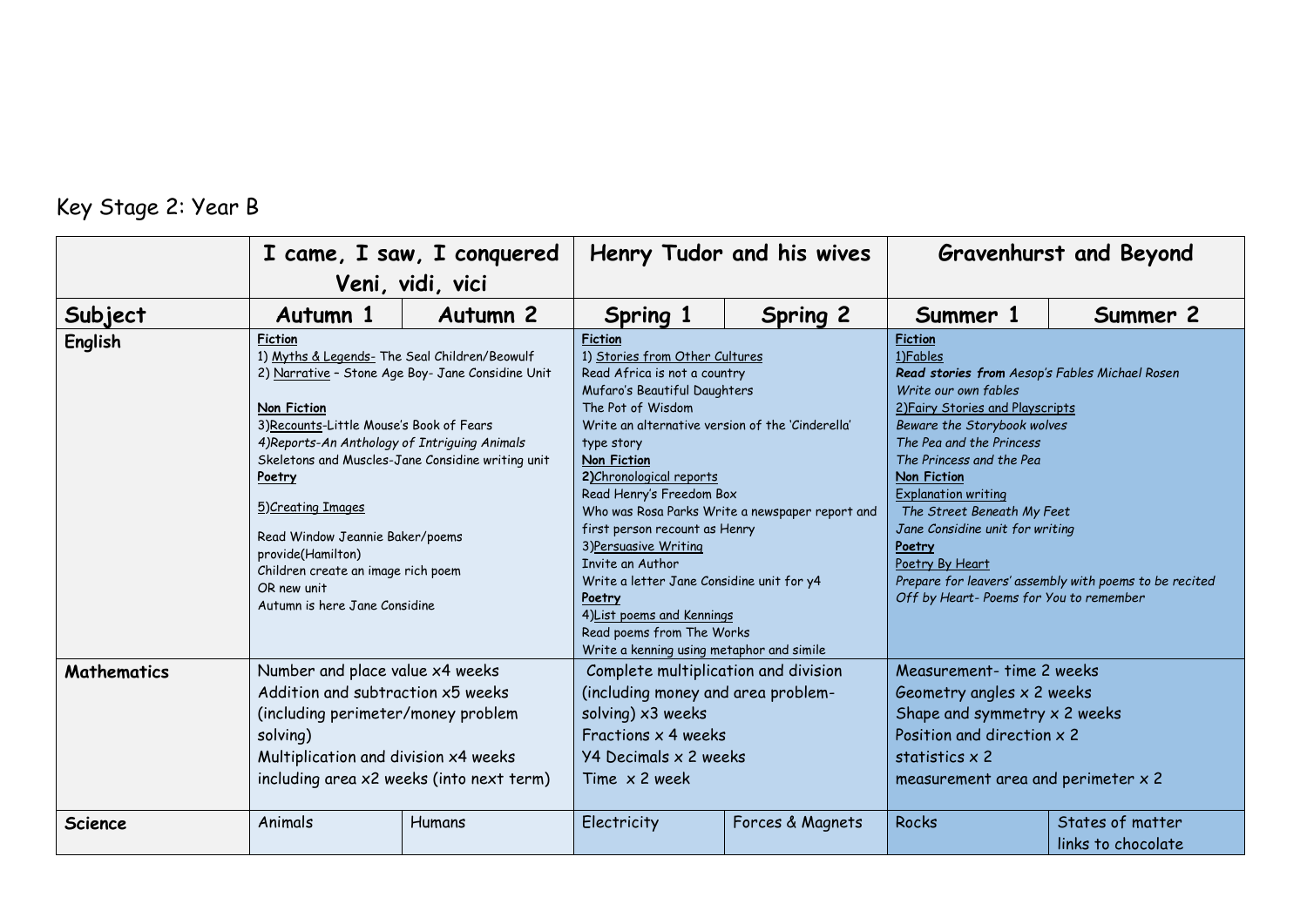# Key Stage 2: Year B

| | I came, I saw, I conquered Veni, vidi, vici | | Henry Tudor and his wives | | Gravenhurst and Beyond | |
|---|---|---|---|---|---|---|
| **Subject** | **Autumn 1** | **Autumn 2** | **Spring 1** | **Spring 2** | **Summer 1** | **Summer 2** |
| **English** | **Fiction**<br>1) Myths & Legends- The Seal Children/Beowulf<br>2) Narrative – Stone Age Boy- Jane Considine Unit<br><br>**Non Fiction**<br>3)Recounts-Little Mouse's Book of Fears<br>4)*Reports-An Anthology of Intriguing Animals*<br>Skeletons and Muscles-Jane Considine writing unit<br>**Poetry**<br>5)Creating Images<br><br>Read Window Jeannie Baker/poems provide(Hamilton)<br>Children create an image rich poem<br>OR new unit<br>Autumn is here Jane Considine | | **Fiction**<br>1) Stories from Other Cultures<br>Read Africa is not a country<br>Mufaro's Beautiful Daughters<br>The Pot of Wisdom<br>Write an alternative version of the 'Cinderella' type story<br>**Non Fiction**<br>2)Chronological reports<br>Read Henry's Freedom Box<br>Who was Rosa Parks Write a newspaper report and first person recount as Henry<br>3)Persuasive Writing<br>Invite an Author<br>Write a letter Jane Considine unit for y4<br>**Poetry**<br>4)List poems and Kennings<br>Read poems from The Works<br>Write a kenning using metaphor and simile | | **Fiction**<br>1)Fables<br>***Read stories from** Aesop's Fables Michael Rosen*<br>*Write our own fables*<br>2)Fairy Stories and Playscripts<br>*Beware the Storybook wolves*<br>*The Pea and the Princess*<br>*The Princess and the Pea*<br>**Non Fiction**<br>Explanation writing<br>*The Street Beneath My Feet*<br>*Jane Considine unit for writing*<br>**Poetry**<br>Poetry By Heart<br>*Prepare for leavers' assembly with poems to be recited*<br>*Off by Heart- Poems for You to remember* | |
| **Mathematics** | Number and place value x4 weeks<br>Addition and subtraction x5 weeks (including perimeter/money problem solving)<br>Multiplication and division x4 weeks including area x2 weeks (into next term) | | Complete multiplication and division (including money and area problem-solving) x3 weeks<br>Fractions x 4 weeks<br>Y4 Decimals x 2 weeks<br>Time x 2 week | | Measurement- time 2 weeks<br>Geometry angles x 2 weeks<br>Shape and symmetry x 2 weeks<br>Position and direction x 2<br>statistics x 2<br>measurement area and perimeter x 2 | |
| **Science** | Animals | Humans | Electricity | Forces & Magnets | Rocks | States of matter links to chocolate |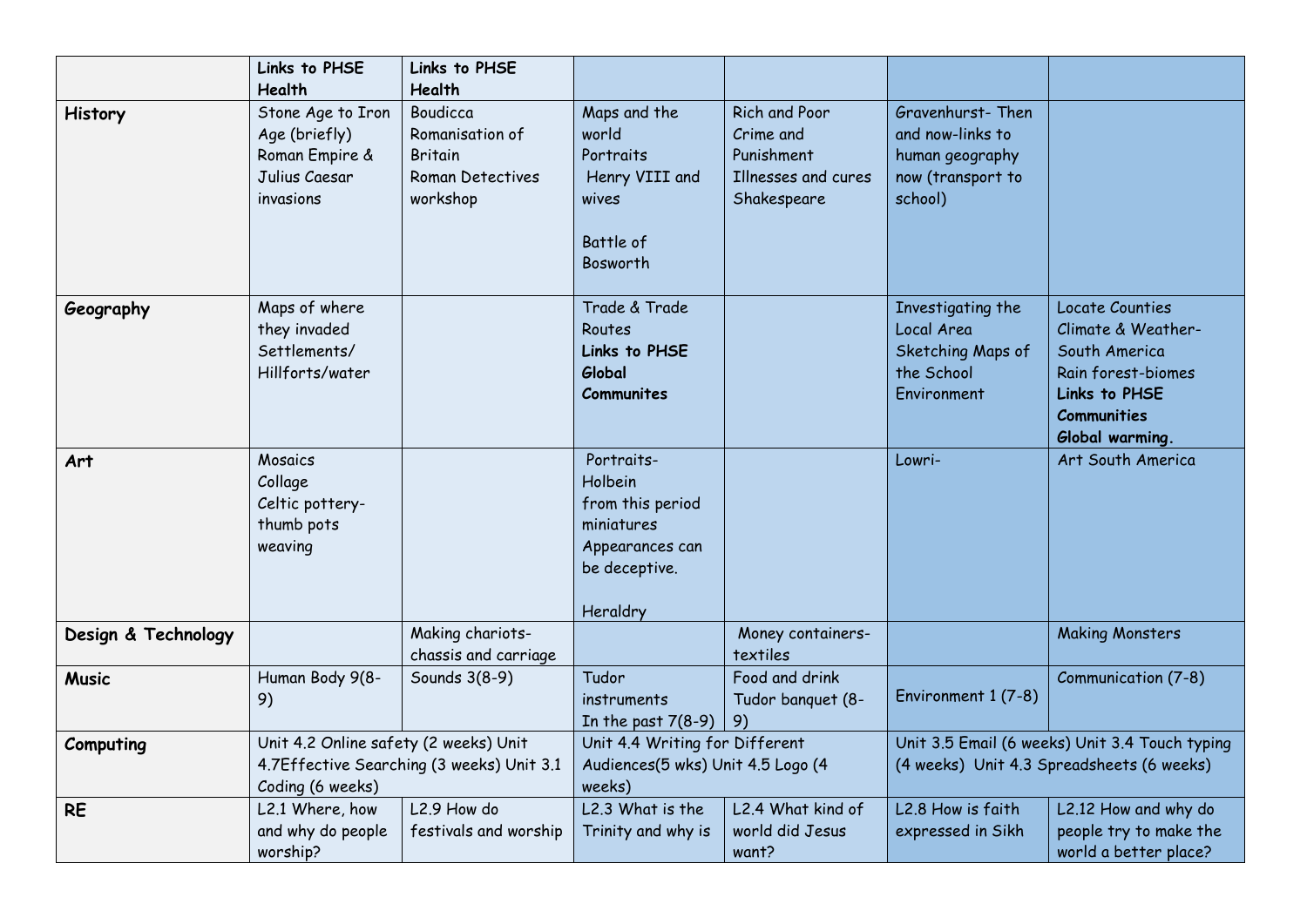| | Links to PHSE Health | Links to PHSE Health | | | | |
|---|---|---|---|---|---|---|
| **History** | Stone Age to Iron Age (briefly)<br>Roman Empire & Julius Caesar invasions | Boudicca<br>Romanisation of Britain<br>Roman Detectives workshop | Maps and the world<br>Portraits<br>Henry VIII and wives<br><br>Battle of Bosworth | Rich and Poor<br>Crime and Punishment<br>Illnesses and cures<br>Shakespeare | Gravenhurst- Then and now-links to human geography now (transport to school) | |
| **Geography** | Maps of where they invaded<br>Settlements/ Hillforts/water | | Trade & Trade Routes<br>**Links to PHSE Global Communites** | | Investigating the Local Area<br>Sketching Maps of the School Environment | Locate Counties<br>Climate & Weather- South America<br>Rain forest-biomes<br>**Links to PHSE Communities**<br>**Global warming.** |
| **Art** | Mosaics<br>Collage<br>Celtic pottery-thumb pots<br>weaving | | Portraits- Holbein<br>from this period miniatures<br>Appearances can be deceptive.<br><br>Heraldry | | Lowri- | Art South America |
| **Design & Technology** | | Making chariots-chassis and carriage | | Money containers-textiles | | Making Monsters |
| **Music** | Human Body 9(8-9) | Sounds 3(8-9) | Tudor instruments<br>In the past 7(8-9) | Food and drink<br>Tudor banquet (8-9) | Environment 1 (7-8) | Communication (7-8) |
| **Computing** | Unit 4.2 Online safety (2 weeks) Unit 4.7Effective Searching (3 weeks) Unit 3.1 Coding (6 weeks) | | Unit 4.4 Writing for Different Audiences(5 wks) Unit 4.5 Logo (4 weeks) | | Unit 3.5 Email (6 weeks) Unit 3.4 Touch typing (4 weeks) Unit 4.3 Spreadsheets (6 weeks) | |
| **RE** | L2.1 Where, how and why do people worship? | L2.9 How do festivals and worship | L2.3 What is the Trinity and why is | L2.4 What kind of world did Jesus want? | L2.8 How is faith expressed in Sikh | L2.12 How and why do people try to make the world a better place? |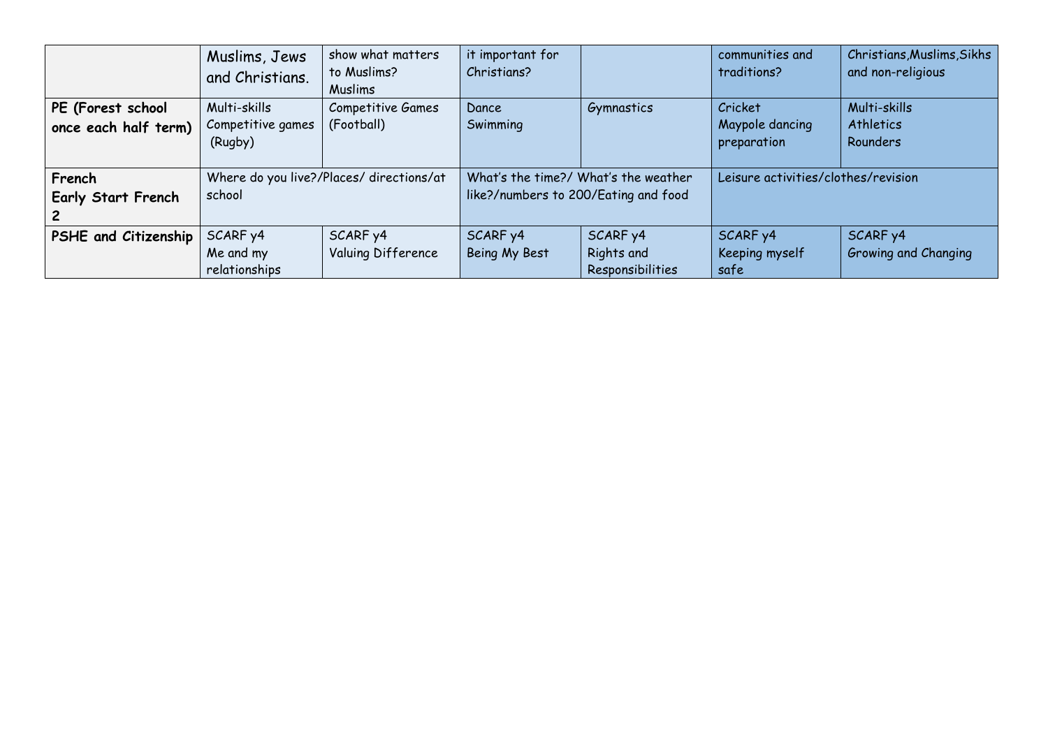| | | | | | | |
|---|---|---|---|---|---|---|
| | Muslims, Jews and Christians. | show what matters to Muslims? Muslims | it important for Christians? | | communities and traditions? | Christians,Muslims,Sikhs and non-religious |
| **PE (Forest school once each half term)** | Multi-skills<br>Competitive games (Rugby) | Competitive Games (Football) | Dance<br>Swimming | Gymnastics | Cricket<br>Maypole dancing preparation | Multi-skills<br>Athletics<br>Rounders |
| **French**<br>**Early Start French 2** | Where do you live?/Places/ directions/at school | | What's the time?/ What's the weather like?/numbers to 200/Eating and food | | Leisure activities/clothes/revision | |
| **PSHE and Citizenship** | SCARF y4<br>Me and my relationships | SCARF y4<br>Valuing Difference | SCARF y4<br>Being My Best | SCARF y4<br>Rights and Responsibilities | SCARF y4<br>Keeping myself safe | SCARF y4<br>Growing and Changing |